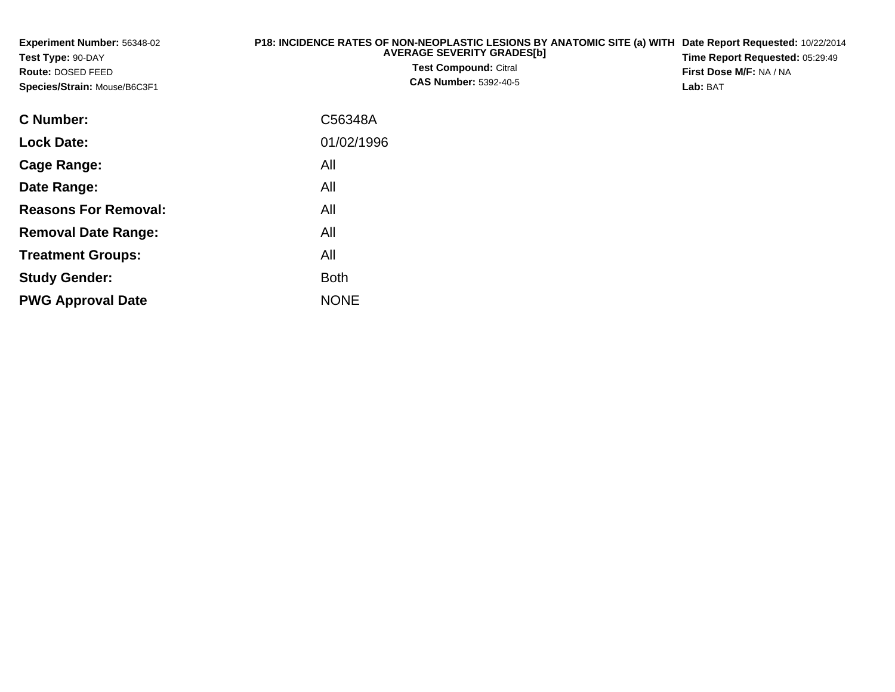**Experiment Number:** 56348-02
**Test Type:** 90-DAY
**Route:** DOSED FEED
**Species/Strain:** Mouse/B6C3F1

**P18: INCIDENCE RATES OF NON-NEOPLASTIC LESIONS BY ANATOMIC SITE (a) WITH AVERAGE SEVERITY GRADES[b]**
**Test Compound:** Citral
**CAS Number:** 5392-40-5

**Date Report Requested:** 10/22/2014
**Time Report Requested:** 05:29:49
**First Dose M/F:** NA / NA
**Lab:** BAT

| | |
|---|---|
| **C Number:** | C56348A |
| **Lock Date:** | 01/02/1996 |
| **Cage Range:** | All |
| **Date Range:** | All |
| **Reasons For Removal:** | All |
| **Removal Date Range:** | All |
| **Treatment Groups:** | All |
| **Study Gender:** | Both |
| **PWG Approval Date** | NONE |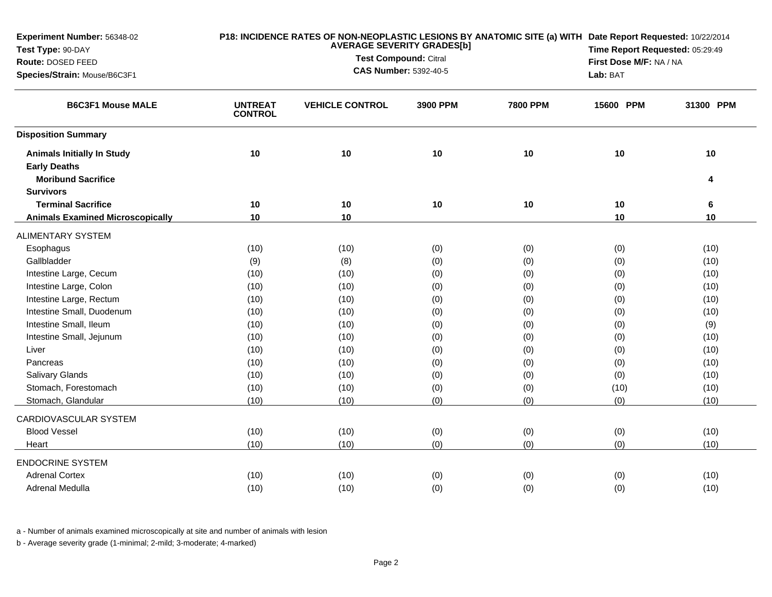**Experiment Number:** 56348-02
**Test Type:** 90-DAY
**Route:** DOSED FEED
**Species/Strain:** Mouse/B6C3F1

**P18: INCIDENCE RATES OF NON-NEOPLASTIC LESIONS BY ANATOMIC SITE (a) WITH AVERAGE SEVERITY GRADES[b]**
**Test Compound:** Citral
**CAS Number:** 5392-40-5

**Date Report Requested:** 10/22/2014
**Time Report Requested:** 05:29:49
**First Dose M/F:** NA / NA
**Lab:** BAT

| B6C3F1 Mouse MALE | UNTREAT CONTROL | VEHICLE CONTROL | 3900 PPM | 7800 PPM | 15600 PPM | 31300 PPM |
|---|---|---|---|---|---|---|
| **Disposition Summary** | | | | | | |
| **Animals Initially In Study** | 10 | 10 | 10 | 10 | 10 | 10 |
| **Early Deaths** | | | | | | |
| **Moribund Sacrifice** | | | | | | 4 |
| **Survivors** | | | | | | |
| **Terminal Sacrifice** | 10 | 10 | 10 | 10 | 10 | 6 |
| **Animals Examined Microscopically** | 10 | 10 | | | 10 | 10 |
| ALIMENTARY SYSTEM | | | | | | |
| Esophagus | (10) | (10) | (0) | (0) | (0) | (10) |
| Gallbladder | (9) | (8) | (0) | (0) | (0) | (10) |
| Intestine Large, Cecum | (10) | (10) | (0) | (0) | (0) | (10) |
| Intestine Large, Colon | (10) | (10) | (0) | (0) | (0) | (10) |
| Intestine Large, Rectum | (10) | (10) | (0) | (0) | (0) | (10) |
| Intestine Small, Duodenum | (10) | (10) | (0) | (0) | (0) | (10) |
| Intestine Small, Ileum | (10) | (10) | (0) | (0) | (0) | (9) |
| Intestine Small, Jejunum | (10) | (10) | (0) | (0) | (0) | (10) |
| Liver | (10) | (10) | (0) | (0) | (0) | (10) |
| Pancreas | (10) | (10) | (0) | (0) | (0) | (10) |
| Salivary Glands | (10) | (10) | (0) | (0) | (0) | (10) |
| Stomach, Forestomach | (10) | (10) | (0) | (0) | (10) | (10) |
| Stomach, Glandular | (10) | (10) | (0) | (0) | (0) | (10) |
| CARDIOVASCULAR SYSTEM | | | | | | |
| Blood Vessel | (10) | (10) | (0) | (0) | (0) | (10) |
| Heart | (10) | (10) | (0) | (0) | (0) | (10) |
| ENDOCRINE SYSTEM | | | | | | |
| Adrenal Cortex | (10) | (10) | (0) | (0) | (0) | (10) |
| Adrenal Medulla | (10) | (10) | (0) | (0) | (0) | (10) |

a - Number of animals examined microscopically at site and number of animals with lesion

b - Average severity grade (1-minimal; 2-mild; 3-moderate; 4-marked)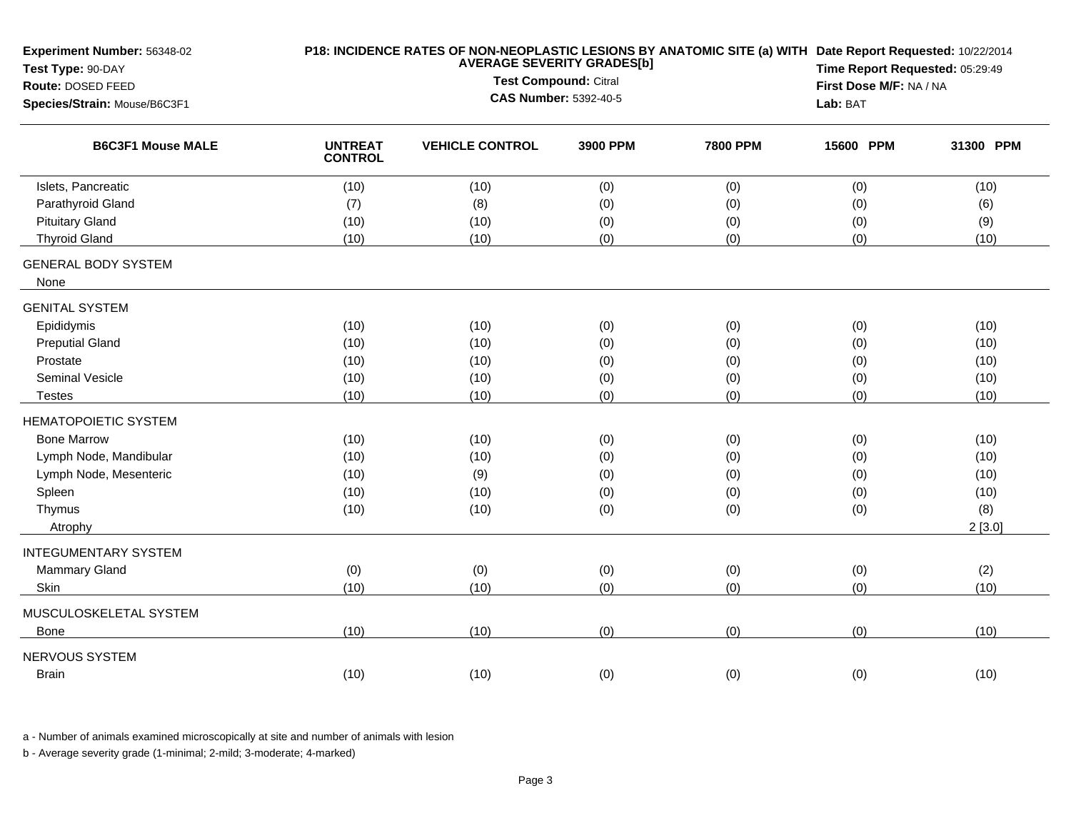**Experiment Number:** 56348-02
**Test Type:** 90-DAY
**Route:** DOSED FEED
**Species/Strain:** Mouse/B6C3F1

**P18: INCIDENCE RATES OF NON-NEOPLASTIC LESIONS BY ANATOMIC SITE (a) WITH AVERAGE SEVERITY GRADES[b]**
**Test Compound:** Citral
**CAS Number:** 5392-40-5

**Date Report Requested:** 10/22/2014
**Time Report Requested:** 05:29:49
**First Dose M/F:** NA / NA
**Lab:** BAT

| B6C3F1 Mouse MALE | UNTREAT CONTROL | VEHICLE CONTROL | 3900 PPM | 7800 PPM | 15600 PPM | 31300 PPM |
|---|---|---|---|---|---|---|
| Islets, Pancreatic | (10) | (10) | (0) | (0) | (0) | (10) |
| Parathyroid Gland | (7) | (8) | (0) | (0) | (0) | (6) |
| Pituitary Gland | (10) | (10) | (0) | (0) | (0) | (9) |
| Thyroid Gland | (10) | (10) | (0) | (0) | (0) | (10) |
| GENERAL BODY SYSTEM | | | | | | |
| None | | | | | | |
| GENITAL SYSTEM | | | | | | |
| Epididymis | (10) | (10) | (0) | (0) | (0) | (10) |
| Preputial Gland | (10) | (10) | (0) | (0) | (0) | (10) |
| Prostate | (10) | (10) | (0) | (0) | (0) | (10) |
| Seminal Vesicle | (10) | (10) | (0) | (0) | (0) | (10) |
| Testes | (10) | (10) | (0) | (0) | (0) | (10) |
| HEMATOPOIETIC SYSTEM | | | | | | |
| Bone Marrow | (10) | (10) | (0) | (0) | (0) | (10) |
| Lymph Node, Mandibular | (10) | (10) | (0) | (0) | (0) | (10) |
| Lymph Node, Mesenteric | (10) | (9) | (0) | (0) | (0) | (10) |
| Spleen | (10) | (10) | (0) | (0) | (0) | (10) |
| Thymus | (10) | (10) | (0) | (0) | (0) | (8) |
| Atrophy | | | | | | 2 [3.0] |
| INTEGUMENTARY SYSTEM | | | | | | |
| Mammary Gland | (0) | (0) | (0) | (0) | (0) | (2) |
| Skin | (10) | (10) | (0) | (0) | (0) | (10) |
| MUSCULOSKELETAL SYSTEM | | | | | | |
| Bone | (10) | (10) | (0) | (0) | (0) | (10) |
| NERVOUS SYSTEM | | | | | | |
| Brain | (10) | (10) | (0) | (0) | (0) | (10) |

a - Number of animals examined microscopically at site and number of animals with lesion

b - Average severity grade (1-minimal; 2-mild; 3-moderate; 4-marked)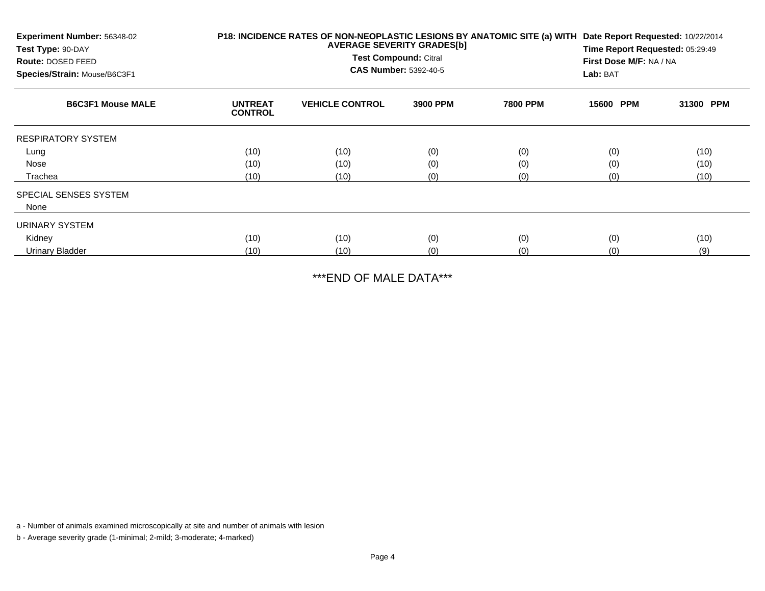**Experiment Number:** 56348-02
**Test Type:** 90-DAY
**Route:** DOSED FEED
**Species/Strain:** Mouse/B6C3F1

**P18: INCIDENCE RATES OF NON-NEOPLASTIC LESIONS BY ANATOMIC SITE (a) WITH AVERAGE SEVERITY GRADES[b]**
**Test Compound:** Citral
**CAS Number:** 5392-40-5

**Date Report Requested:** 10/22/2014
**Time Report Requested:** 05:29:49
**First Dose M/F:** NA / NA
**Lab:** BAT

| B6C3F1 Mouse MALE | UNTREAT CONTROL | VEHICLE CONTROL | 3900 PPM | 7800 PPM | 15600 PPM | 31300 PPM |
|---|---|---|---|---|---|---|
| RESPIRATORY SYSTEM | | | | | | |
| Lung | (10) | (10) | (0) | (0) | (0) | (10) |
| Nose | (10) | (10) | (0) | (0) | (0) | (10) |
| Trachea | (10) | (10) | (0) | (0) | (0) | (10) |
| SPECIAL SENSES SYSTEM | | | | | | |
| None | | | | | | |
| URINARY SYSTEM | | | | | | |
| Kidney | (10) | (10) | (0) | (0) | (0) | (10) |
| Urinary Bladder | (10) | (10) | (0) | (0) | (0) | (9) |

***END OF MALE DATA***

a - Number of animals examined microscopically at site and number of animals with lesion

b - Average severity grade (1-minimal; 2-mild; 3-moderate; 4-marked)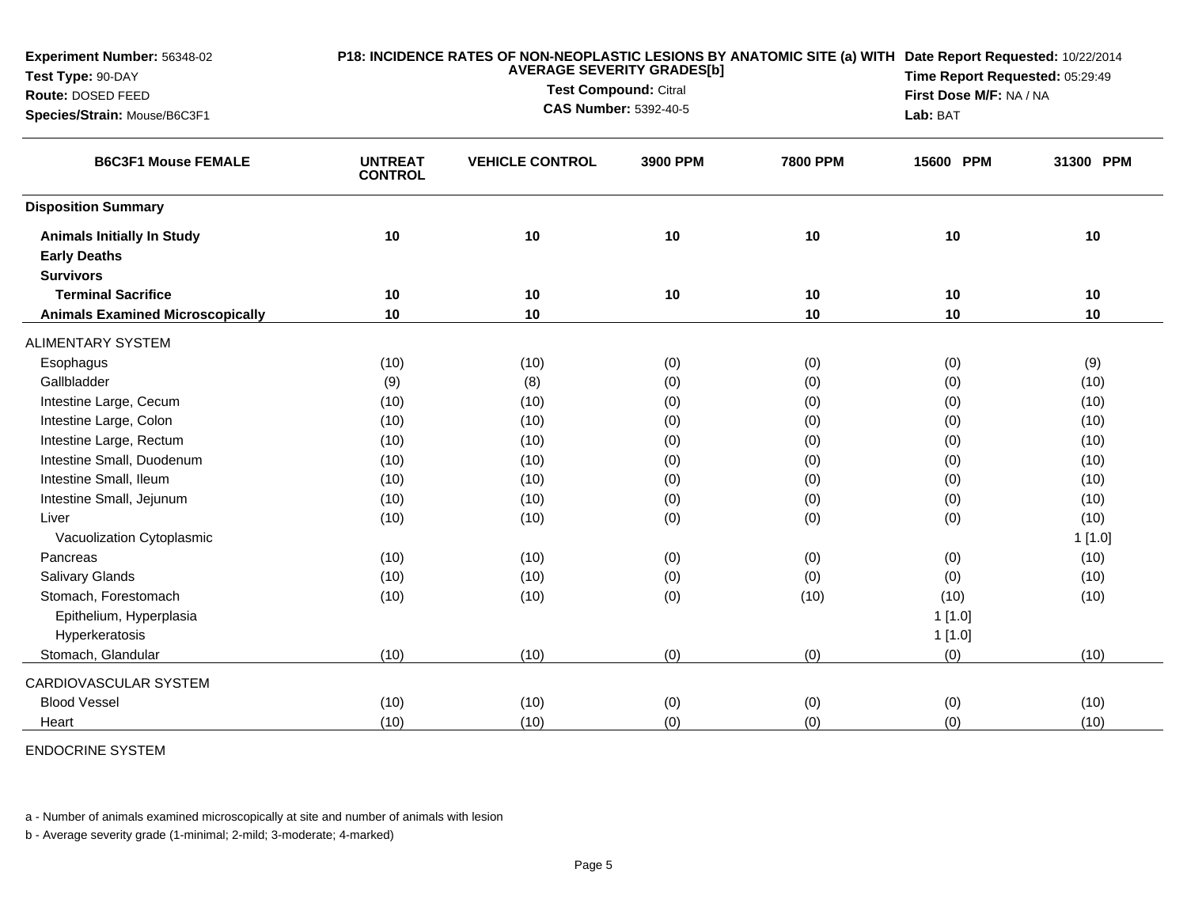**Experiment Number:** 56348-02
**Test Type:** 90-DAY
**Route:** DOSED FEED
**Species/Strain:** Mouse/B6C3F1

**P18: INCIDENCE RATES OF NON-NEOPLASTIC LESIONS BY ANATOMIC SITE (a) WITH AVERAGE SEVERITY GRADES[b]**
**Test Compound:** Citral
**CAS Number:** 5392-40-5

**Date Report Requested:** 10/22/2014
**Time Report Requested:** 05:29:49
**First Dose M/F:** NA / NA
**Lab:** BAT

| B6C3F1 Mouse FEMALE | UNTREAT CONTROL | VEHICLE CONTROL | 3900 PPM | 7800 PPM | 15600 PPM | 31300 PPM |
|---|---|---|---|---|---|---|
| **Disposition Summary** | | | | | | |
| **Animals Initially In Study** | 10 | 10 | 10 | 10 | 10 | 10 |
| **Early Deaths** | | | | | | |
| **Survivors** | | | | | | |
| **Terminal Sacrifice** | 10 | 10 | 10 | 10 | 10 | 10 |
| **Animals Examined Microscopically** | 10 | 10 | | 10 | 10 | 10 |
| ALIMENTARY SYSTEM | | | | | | |
| Esophagus | (10) | (10) | (0) | (0) | (0) | (9) |
| Gallbladder | (9) | (8) | (0) | (0) | (0) | (10) |
| Intestine Large, Cecum | (10) | (10) | (0) | (0) | (0) | (10) |
| Intestine Large, Colon | (10) | (10) | (0) | (0) | (0) | (10) |
| Intestine Large, Rectum | (10) | (10) | (0) | (0) | (0) | (10) |
| Intestine Small, Duodenum | (10) | (10) | (0) | (0) | (0) | (10) |
| Intestine Small, Ileum | (10) | (10) | (0) | (0) | (0) | (10) |
| Intestine Small, Jejunum | (10) | (10) | (0) | (0) | (0) | (10) |
| Liver | (10) | (10) | (0) | (0) | (0) | (10) |
| Vacuolization Cytoplasmic | | | | | | 1 [1.0] |
| Pancreas | (10) | (10) | (0) | (0) | (0) | (10) |
| Salivary Glands | (10) | (10) | (0) | (0) | (0) | (10) |
| Stomach, Forestomach | (10) | (10) | (0) | (10) | (10) | (10) |
| Epithelium, Hyperplasia | | | | | 1 [1.0] | |
| Hyperkeratosis | | | | | 1 [1.0] | |
| Stomach, Glandular | (10) | (10) | (0) | (0) | (0) | (10) |
| CARDIOVASCULAR SYSTEM | | | | | | |
| Blood Vessel | (10) | (10) | (0) | (0) | (0) | (10) |
| Heart | (10) | (10) | (0) | (0) | (0) | (10) |
| ENDOCRINE SYSTEM | | | | | | |

a - Number of animals examined microscopically at site and number of animals with lesion

b - Average severity grade (1-minimal; 2-mild; 3-moderate; 4-marked)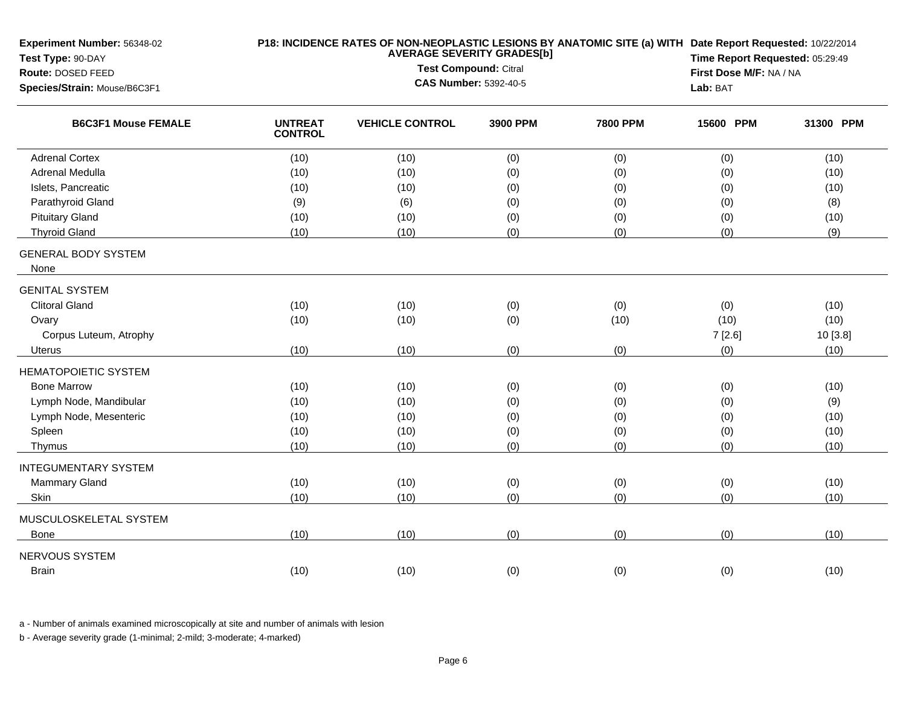**Experiment Number:** 56348-02
**Test Type:** 90-DAY
**Route:** DOSED FEED
**Species/Strain:** Mouse/B6C3F1

**P18: INCIDENCE RATES OF NON-NEOPLASTIC LESIONS BY ANATOMIC SITE (a) WITH AVERAGE SEVERITY GRADES[b]**
**Test Compound:** Citral
**CAS Number:** 5392-40-5

**Date Report Requested:** 10/22/2014
**Time Report Requested:** 05:29:49
**First Dose M/F:** NA / NA
**Lab:** BAT

| B6C3F1 Mouse FEMALE | UNTREAT CONTROL | VEHICLE CONTROL | 3900 PPM | 7800 PPM | 15600 PPM | 31300 PPM |
|---|---|---|---|---|---|---|
| Adrenal Cortex | (10) | (10) | (0) | (0) | (0) | (10) |
| Adrenal Medulla | (10) | (10) | (0) | (0) | (0) | (10) |
| Islets, Pancreatic | (10) | (10) | (0) | (0) | (0) | (10) |
| Parathyroid Gland | (9) | (6) | (0) | (0) | (0) | (8) |
| Pituitary Gland | (10) | (10) | (0) | (0) | (0) | (10) |
| Thyroid Gland | (10) | (10) | (0) | (0) | (0) | (9) |
| GENERAL BODY SYSTEM | | | | | | |
| None | | | | | | |
| GENITAL SYSTEM | | | | | | |
| Clitoral Gland | (10) | (10) | (0) | (0) | (0) | (10) |
| Ovary | (10) | (10) | (0) | (10) | (10) | (10) |
| Corpus Luteum, Atrophy | | | | | 7 [2.6] | 10 [3.8] |
| Uterus | (10) | (10) | (0) | (0) | (0) | (10) |
| HEMATOPOIETIC SYSTEM | | | | | | |
| Bone Marrow | (10) | (10) | (0) | (0) | (0) | (10) |
| Lymph Node, Mandibular | (10) | (10) | (0) | (0) | (0) | (9) |
| Lymph Node, Mesenteric | (10) | (10) | (0) | (0) | (0) | (10) |
| Spleen | (10) | (10) | (0) | (0) | (0) | (10) |
| Thymus | (10) | (10) | (0) | (0) | (0) | (10) |
| INTEGUMENTARY SYSTEM | | | | | | |
| Mammary Gland | (10) | (10) | (0) | (0) | (0) | (10) |
| Skin | (10) | (10) | (0) | (0) | (0) | (10) |
| MUSCULOSKELETAL SYSTEM | | | | | | |
| Bone | (10) | (10) | (0) | (0) | (0) | (10) |
| NERVOUS SYSTEM | | | | | | |
| Brain | (10) | (10) | (0) | (0) | (0) | (10) |

a - Number of animals examined microscopically at site and number of animals with lesion

b - Average severity grade (1-minimal; 2-mild; 3-moderate; 4-marked)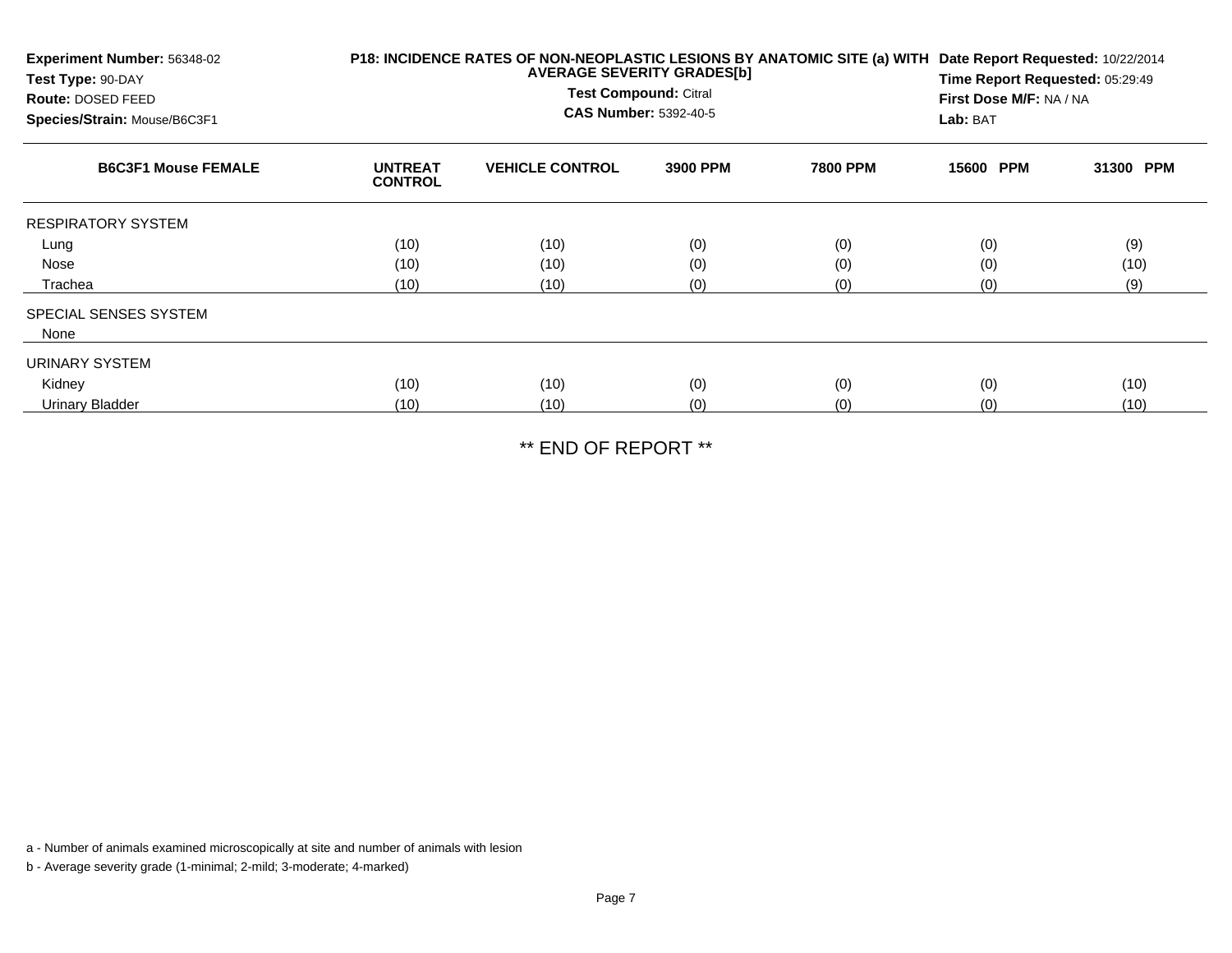**Experiment Number:** 56348-02
**Test Type:** 90-DAY
**Route:** DOSED FEED
**Species/Strain:** Mouse/B6C3F1

**P18: INCIDENCE RATES OF NON-NEOPLASTIC LESIONS BY ANATOMIC SITE (a) WITH AVERAGE SEVERITY GRADES[b]**
**Test Compound:** Citral
**CAS Number:** 5392-40-5

**Date Report Requested:** 10/22/2014
**Time Report Requested:** 05:29:49
**First Dose M/F:** NA / NA
**Lab:** BAT

| B6C3F1 Mouse FEMALE | UNTREAT CONTROL | VEHICLE CONTROL | 3900 PPM | 7800 PPM | 15600 PPM | 31300 PPM |
|---|---|---|---|---|---|---|
| RESPIRATORY SYSTEM | | | | | | |
| Lung | (10) | (10) | (0) | (0) | (0) | (9) |
| Nose | (10) | (10) | (0) | (0) | (0) | (10) |
| Trachea | (10) | (10) | (0) | (0) | (0) | (9) |
| SPECIAL SENSES SYSTEM | | | | | | |
| None | | | | | | |
| URINARY SYSTEM | | | | | | |
| Kidney | (10) | (10) | (0) | (0) | (0) | (10) |
| Urinary Bladder | (10) | (10) | (0) | (0) | (0) | (10) |

** END OF REPORT **

a - Number of animals examined microscopically at site and number of animals with lesion

b - Average severity grade (1-minimal; 2-mild; 3-moderate; 4-marked)